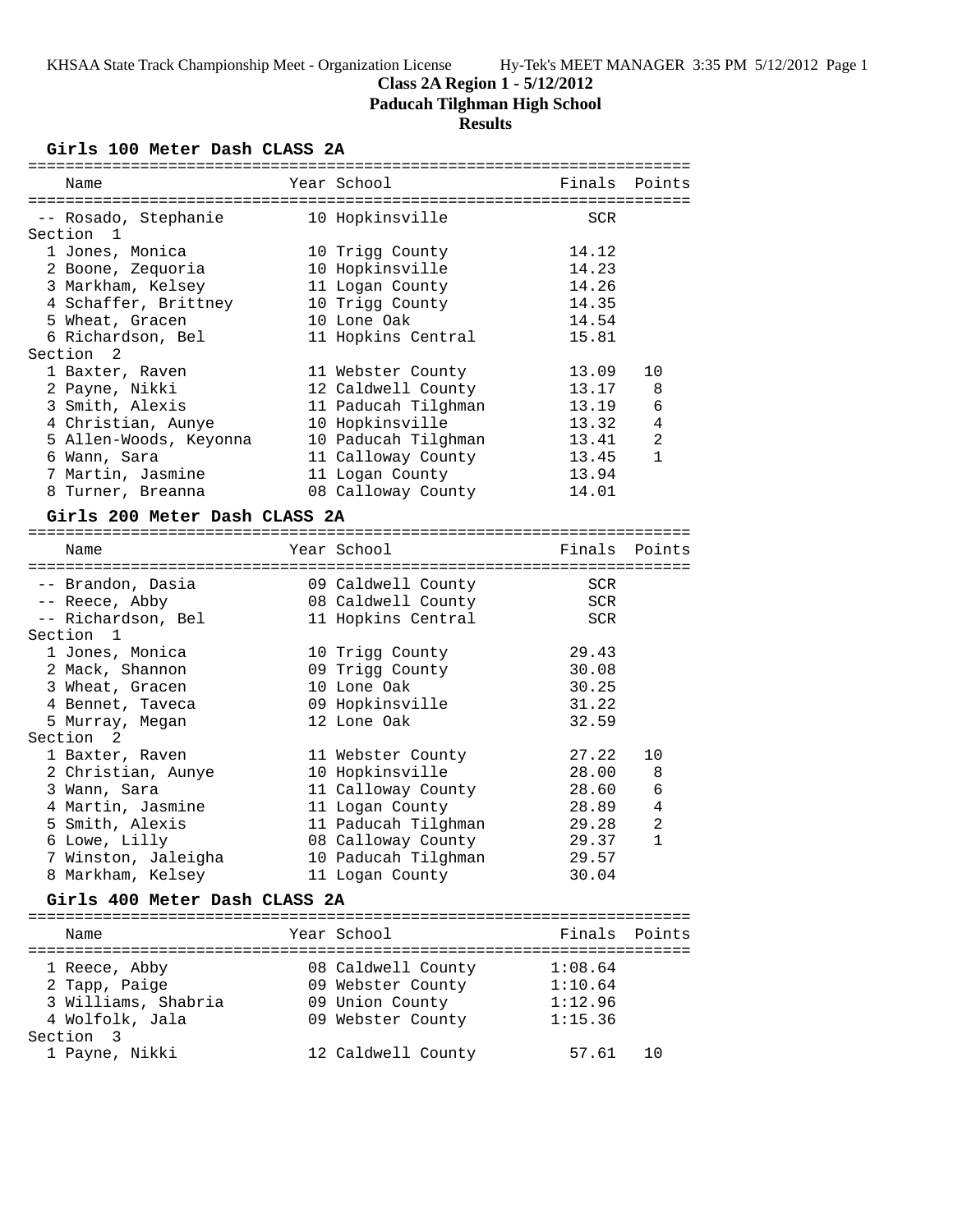**Class 2A Region 1 - 5/12/2012**

**Paducah Tilghman High School**

**Results**

### Girls 100 Meter Dash CLASS 2A

| Place | Name | Year | School | Finals | Points |
|---|---|---|---|---|---|
| -- | Rosado, Stephanie | 10 | Hopkinsville | SCR | |
| **Section 1** | | | | | |
| 1 | Jones, Monica | 10 | Trigg County | 14.12 | |
| 2 | Boone, Zequoria | 10 | Hopkinsville | 14.23 | |
| 3 | Markham, Kelsey | 11 | Logan County | 14.26 | |
| 4 | Schaffer, Brittney | 10 | Trigg County | 14.35 | |
| 5 | Wheat, Gracen | 10 | Lone Oak | 14.54 | |
| 6 | Richardson, Bel | 11 | Hopkins Central | 15.81 | |
| **Section 2** | | | | | |
| 1 | Baxter, Raven | 11 | Webster County | 13.09 | 10 |
| 2 | Payne, Nikki | 12 | Caldwell County | 13.17 | 8 |
| 3 | Smith, Alexis | 11 | Paducah Tilghman | 13.19 | 6 |
| 4 | Christian, Aunye | 10 | Hopkinsville | 13.32 | 4 |
| 5 | Allen-Woods, Keyonna | 10 | Paducah Tilghman | 13.41 | 2 |
| 6 | Wann, Sara | 11 | Calloway County | 13.45 | 1 |
| 7 | Martin, Jasmine | 11 | Logan County | 13.94 | |
| 8 | Turner, Breanna | 08 | Calloway County | 14.01 | |

### Girls 200 Meter Dash CLASS 2A

| Place | Name | Year | School | Finals | Points |
|---|---|---|---|---|---|
| -- | Brandon, Dasia | 09 | Caldwell County | SCR | |
| -- | Reece, Abby | 08 | Caldwell County | SCR | |
| -- | Richardson, Bel | 11 | Hopkins Central | SCR | |
| **Section 1** | | | | | |
| 1 | Jones, Monica | 10 | Trigg County | 29.43 | |
| 2 | Mack, Shannon | 09 | Trigg County | 30.08 | |
| 3 | Wheat, Gracen | 10 | Lone Oak | 30.25 | |
| 4 | Bennet, Taveca | 09 | Hopkinsville | 31.22 | |
| 5 | Murray, Megan | 12 | Lone Oak | 32.59 | |
| **Section 2** | | | | | |
| 1 | Baxter, Raven | 11 | Webster County | 27.22 | 10 |
| 2 | Christian, Aunye | 10 | Hopkinsville | 28.00 | 8 |
| 3 | Wann, Sara | 11 | Calloway County | 28.60 | 6 |
| 4 | Martin, Jasmine | 11 | Logan County | 28.89 | 4 |
| 5 | Smith, Alexis | 11 | Paducah Tilghman | 29.28 | 2 |
| 6 | Lowe, Lilly | 08 | Calloway County | 29.37 | 1 |
| 7 | Winston, Jaleigha | 10 | Paducah Tilghman | 29.57 | |
| 8 | Markham, Kelsey | 11 | Logan County | 30.04 | |

### Girls 400 Meter Dash CLASS 2A

| Place | Name | Year | School | Finals | Points |
|---|---|---|---|---|---|
| 1 | Reece, Abby | 08 | Caldwell County | 1:08.64 | |
| 2 | Tapp, Paige | 09 | Webster County | 1:10.64 | |
| 3 | Williams, Shabria | 09 | Union County | 1:12.96 | |
| 4 | Wolfolk, Jala | 09 | Webster County | 1:15.36 | |
| **Section 3** | | | | | |
| 1 | Payne, Nikki | 12 | Caldwell County | 57.61 | 10 |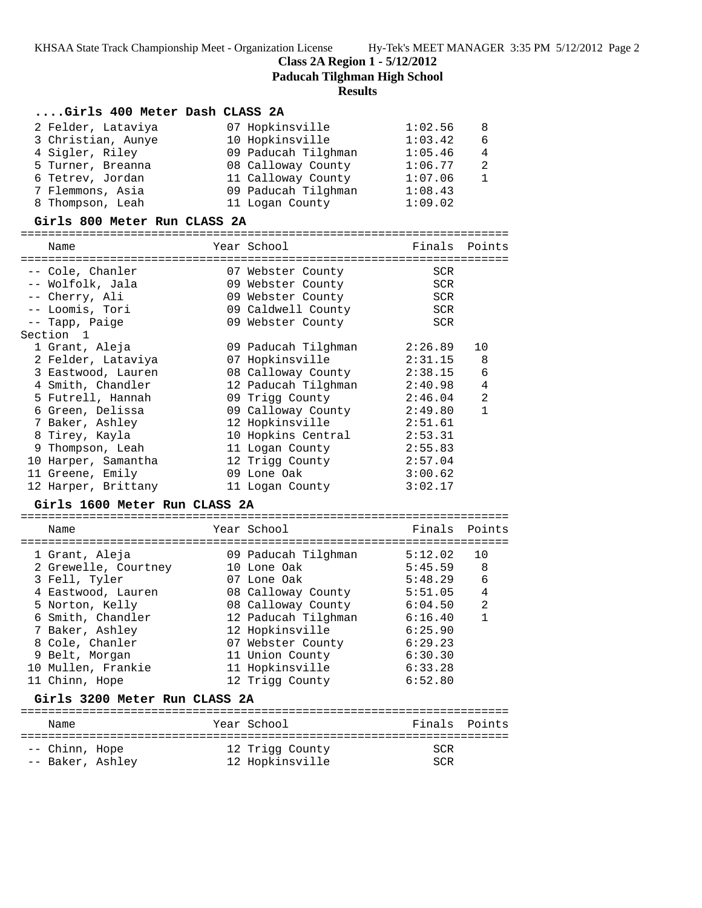**Class 2A Region 1 - 5/12/2012**
**Paducah Tilghman High School**
**Results**

### ....Girls 400 Meter Dash CLASS 2A

| Place | Name | Year | School | Finals | Points |
|---|---|---|---|---|---|
| 2 | Felder, Lataviya | 07 | Hopkinsville | 1:02.56 | 8 |
| 3 | Christian, Aunye | 10 | Hopkinsville | 1:03.42 | 6 |
| 4 | Sigler, Riley | 09 | Paducah Tilghman | 1:05.46 | 4 |
| 5 | Turner, Breanna | 08 | Calloway County | 1:06.77 | 2 |
| 6 | Tetrev, Jordan | 11 | Calloway County | 1:07.06 | 1 |
| 7 | Flemmons, Asia | 09 | Paducah Tilghman | 1:08.43 | |
| 8 | Thompson, Leah | 11 | Logan County | 1:09.02 | |

### Girls 800 Meter Run CLASS 2A

| Place | Name | Year | School | Finals | Points |
|---|---|---|---|---|---|
| -- | Cole, Chanler | 07 | Webster County | SCR | |
| -- | Wolfolk, Jala | 09 | Webster County | SCR | |
| -- | Cherry, Ali | 09 | Webster County | SCR | |
| -- | Loomis, Tori | 09 | Caldwell County | SCR | |
| -- | Tapp, Paige | 09 | Webster County | SCR | |
| Section 1 | | | | | |
| 1 | Grant, Aleja | 09 | Paducah Tilghman | 2:26.89 | 10 |
| 2 | Felder, Lataviya | 07 | Hopkinsville | 2:31.15 | 8 |
| 3 | Eastwood, Lauren | 08 | Calloway County | 2:38.15 | 6 |
| 4 | Smith, Chandler | 12 | Paducah Tilghman | 2:40.98 | 4 |
| 5 | Futrell, Hannah | 09 | Trigg County | 2:46.04 | 2 |
| 6 | Green, Delissa | 09 | Calloway County | 2:49.80 | 1 |
| 7 | Baker, Ashley | 12 | Hopkinsville | 2:51.61 | |
| 8 | Tirey, Kayla | 10 | Hopkins Central | 2:53.31 | |
| 9 | Thompson, Leah | 11 | Logan County | 2:55.83 | |
| 10 | Harper, Samantha | 12 | Trigg County | 2:57.04 | |
| 11 | Greene, Emily | 09 | Lone Oak | 3:00.62 | |
| 12 | Harper, Brittany | 11 | Logan County | 3:02.17 | |

### Girls 1600 Meter Run CLASS 2A

| Place | Name | Year | School | Finals | Points |
|---|---|---|---|---|---|
| 1 | Grant, Aleja | 09 | Paducah Tilghman | 5:12.02 | 10 |
| 2 | Grewelle, Courtney | 10 | Lone Oak | 5:45.59 | 8 |
| 3 | Fell, Tyler | 07 | Lone Oak | 5:48.29 | 6 |
| 4 | Eastwood, Lauren | 08 | Calloway County | 5:51.05 | 4 |
| 5 | Norton, Kelly | 08 | Calloway County | 6:04.50 | 2 |
| 6 | Smith, Chandler | 12 | Paducah Tilghman | 6:16.40 | 1 |
| 7 | Baker, Ashley | 12 | Hopkinsville | 6:25.90 | |
| 8 | Cole, Chanler | 07 | Webster County | 6:29.23 | |
| 9 | Belt, Morgan | 11 | Union County | 6:30.30 | |
| 10 | Mullen, Frankie | 11 | Hopkinsville | 6:33.28 | |
| 11 | Chinn, Hope | 12 | Trigg County | 6:52.80 | |

### Girls 3200 Meter Run CLASS 2A

| Place | Name | Year | School | Finals | Points |
|---|---|---|---|---|---|
| -- | Chinn, Hope | 12 | Trigg County | SCR | |
| -- | Baker, Ashley | 12 | Hopkinsville | SCR | |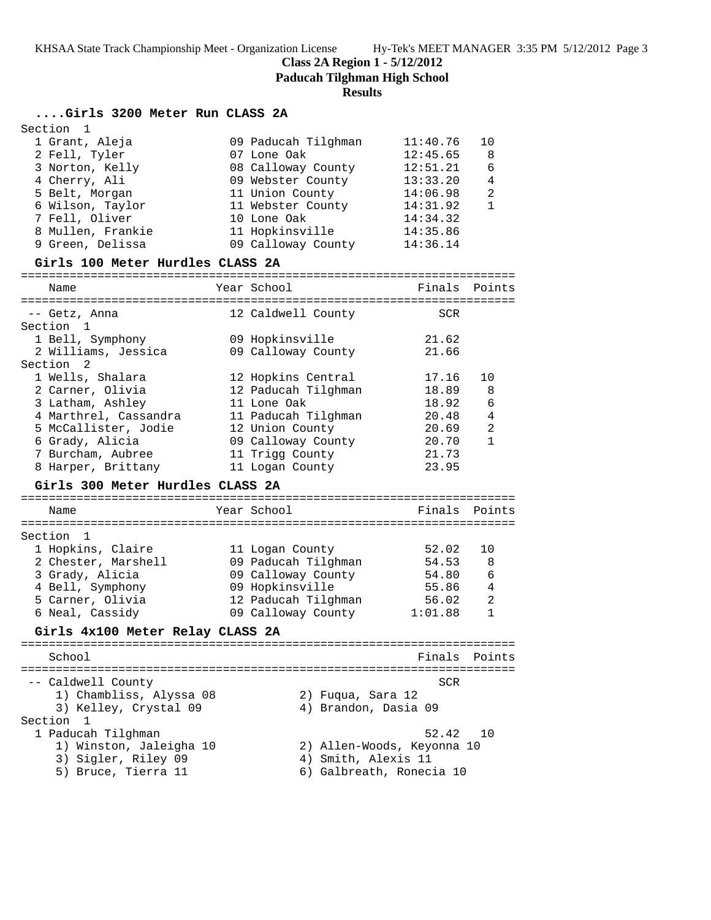# Class 2A Region 1 - 5/12/2012
## Paducah Tilghman High School
### Results

#### ....Girls 3200 Meter Run CLASS 2A

| Name | Year School | Finals | Points |
|---|---|---|---|
| Section 1 | | | |
| 1 Grant, Aleja | 09 Paducah Tilghman | 11:40.76 | 10 |
| 2 Fell, Tyler | 07 Lone Oak | 12:45.65 | 8 |
| 3 Norton, Kelly | 08 Calloway County | 12:51.21 | 6 |
| 4 Cherry, Ali | 09 Webster County | 13:33.20 | 4 |
| 5 Belt, Morgan | 11 Union County | 14:06.98 | 2 |
| 6 Wilson, Taylor | 11 Webster County | 14:31.92 | 1 |
| 7 Fell, Oliver | 10 Lone Oak | 14:34.32 | |
| 8 Mullen, Frankie | 11 Hopkinsville | 14:35.86 | |
| 9 Green, Delissa | 09 Calloway County | 14:36.14 | |

#### Girls 100 Meter Hurdles CLASS 2A

| Name | Year School | Finals | Points |
|---|---|---|---|
| -- Getz, Anna | 12 Caldwell County | SCR | |
| Section 1 | | | |
| 1 Bell, Symphony | 09 Hopkinsville | 21.62 | |
| 2 Williams, Jessica | 09 Calloway County | 21.66 | |
| Section 2 | | | |
| 1 Wells, Shalara | 12 Hopkins Central | 17.16 | 10 |
| 2 Carner, Olivia | 12 Paducah Tilghman | 18.89 | 8 |
| 3 Latham, Ashley | 11 Lone Oak | 18.92 | 6 |
| 4 Marthrel, Cassandra | 11 Paducah Tilghman | 20.48 | 4 |
| 5 McCallister, Jodie | 12 Union County | 20.69 | 2 |
| 6 Grady, Alicia | 09 Calloway County | 20.70 | 1 |
| 7 Burcham, Aubree | 11 Trigg County | 21.73 | |
| 8 Harper, Brittany | 11 Logan County | 23.95 | |

#### Girls 300 Meter Hurdles CLASS 2A

| Name | Year School | Finals | Points |
|---|---|---|---|
| Section 1 | | | |
| 1 Hopkins, Claire | 11 Logan County | 52.02 | 10 |
| 2 Chester, Marshell | 09 Paducah Tilghman | 54.53 | 8 |
| 3 Grady, Alicia | 09 Calloway County | 54.80 | 6 |
| 4 Bell, Symphony | 09 Hopkinsville | 55.86 | 4 |
| 5 Carner, Olivia | 12 Paducah Tilghman | 56.02 | 2 |
| 6 Neal, Cassidy | 09 Calloway County | 1:01.88 | 1 |

#### Girls 4x100 Meter Relay CLASS 2A

| School | Finals | Points |
|---|---|---|
| -- Caldwell County | SCR | |
| 1) Chambliss, Alyssa 08; 2) Fuqua, Sara 12; 3) Kelley, Crystal 09; 4) Brandon, Dasia 09 | | |
| Section 1 | | |
| 1 Paducah Tilghman | 52.42 | 10 |
| 1) Winston, Jaleigha 10; 2) Allen-Woods, Keyonna 10; 3) Sigler, Riley 09; 4) Smith, Alexis 11; 5) Bruce, Tierra 11; 6) Galbreath, Ronecia 10 | | |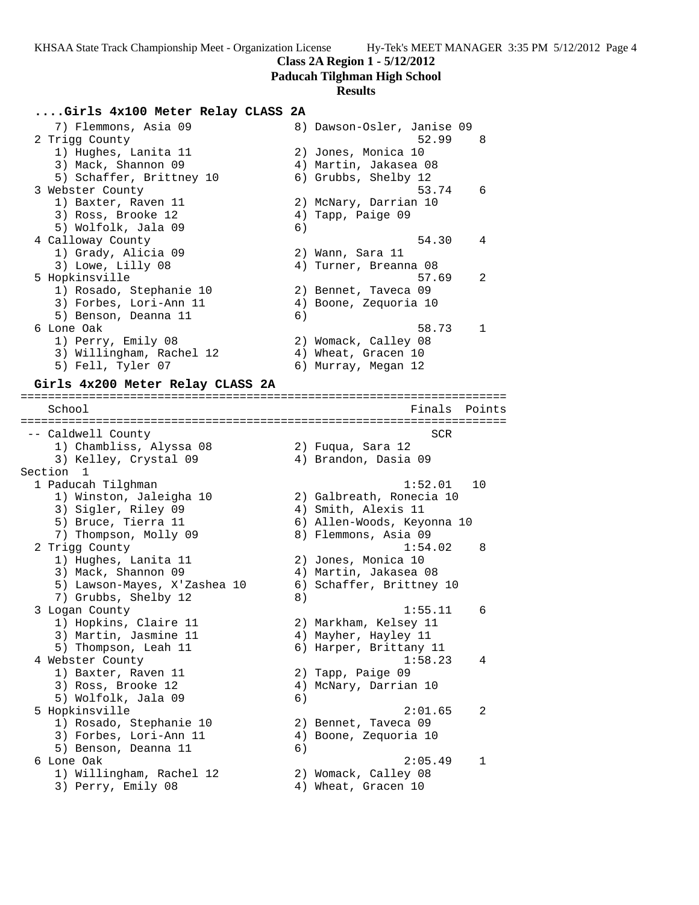## ....Girls 4x100 Meter Relay CLASS 2A

```
    7) Flemmons, Asia 09               8) Dawson-Osler, Janise 09
  2 Trigg County                                       52.99    8
    1) Hughes, Lanita 11               2) Jones, Monica 10
    3) Mack, Shannon 09                4) Martin, Jakasea 08
    5) Schaffer, Brittney 10           6) Grubbs, Shelby 12
  3 Webster County                                     53.74    6
    1) Baxter, Raven 11                2) McNary, Darrian 10
    3) Ross, Brooke 12                 4) Tapp, Paige 09
    5) Wolfolk, Jala 09                6)
  4 Calloway County                                    54.30    4
    1) Grady, Alicia 09                2) Wann, Sara 11
    3) Lowe, Lilly 08                  4) Turner, Breanna 08
  5 Hopkinsville                                       57.69    2
    1) Rosado, Stephanie 10            2) Bennet, Taveca 09
    3) Forbes, Lori-Ann 11             4) Boone, Zequoria 10
    5) Benson, Deanna 11               6)
  6 Lone Oak                                           58.73    1
    1) Perry, Emily 08                 2) Womack, Calley 08
    3) Willingham, Rachel 12           4) Wheat, Gracen 10
    5) Fell, Tyler 07                  6) Murray, Megan 12
```

## Girls 4x200 Meter Relay CLASS 2A

```
=======================================================================
    School                                            Finals  Points
=======================================================================
 -- Caldwell County                                      SCR
    1) Chambliss, Alyssa 08            2) Fuqua, Sara 12
    3) Kelley, Crystal 09              4) Brandon, Dasia 09
Section  1
  1 Paducah Tilghman                                 1:52.01   10
    1) Winston, Jaleigha 10            2) Galbreath, Ronecia 10
    3) Sigler, Riley 09                4) Smith, Alexis 11
    5) Bruce, Tierra 11                6) Allen-Woods, Keyonna 10
    7) Thompson, Molly 09              8) Flemmons, Asia 09
  2 Trigg County                                     1:54.02    8
    1) Hughes, Lanita 11               2) Jones, Monica 10
    3) Mack, Shannon 09                4) Martin, Jakasea 08
    5) Lawson-Mayes, X'Zashea 10       6) Schaffer, Brittney 10
    7) Grubbs, Shelby 12               8)
  3 Logan County                                     1:55.11    6
    1) Hopkins, Claire 11              2) Markham, Kelsey 11
    3) Martin, Jasmine 11              4) Mayher, Hayley 11
    5) Thompson, Leah 11               6) Harper, Brittany 11
  4 Webster County                                   1:58.23    4
    1) Baxter, Raven 11                2) Tapp, Paige 09
    3) Ross, Brooke 12                 4) McNary, Darrian 10
    5) Wolfolk, Jala 09                6)
  5 Hopkinsville                                     2:01.65    2
    1) Rosado, Stephanie 10            2) Bennet, Taveca 09
    3) Forbes, Lori-Ann 11             4) Boone, Zequoria 10
    5) Benson, Deanna 11               6)
  6 Lone Oak                                         2:05.49    1
    1) Willingham, Rachel 12           2) Womack, Calley 08
    3) Perry, Emily 08                 4) Wheat, Gracen 10
```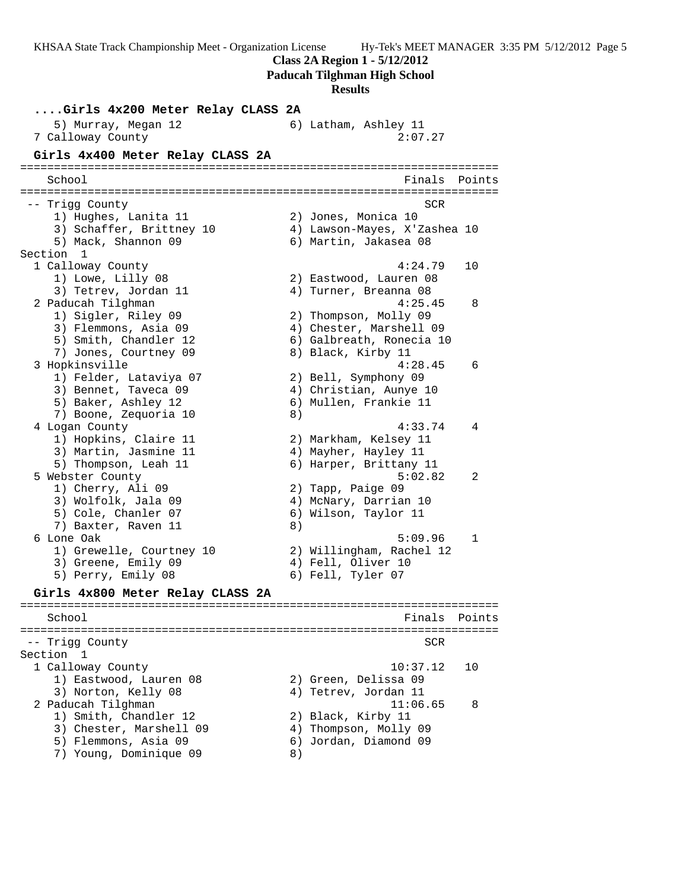**Class 2A Region 1 - 5/12/2012**

**Paducah Tilghman High School**

**Results**

### ....Girls 4x200 Meter Relay CLASS 2A

```
    5) Murray, Megan 12              6) Latham, Ashley 11
  7 Calloway County                                2:07.27
```

### Girls 4x400 Meter Relay CLASS 2A

```
=======================================================================
    School                                            Finals  Points
=======================================================================
 -- Trigg County                                         SCR
    1) Hughes, Lanita 11              2) Jones, Monica 10
    3) Schaffer, Brittney 10          4) Lawson-Mayes, X'Zashea 10
    5) Mack, Shannon 09               6) Martin, Jakasea 08
Section  1
  1 Calloway County                                  4:24.79   10
    1) Lowe, Lilly 08                 2) Eastwood, Lauren 08
    3) Tetrev, Jordan 11              4) Turner, Breanna 08
  2 Paducah Tilghman                                 4:25.45    8
    1) Sigler, Riley 09               2) Thompson, Molly 09
    3) Flemmons, Asia 09              4) Chester, Marshell 09
    5) Smith, Chandler 12             6) Galbreath, Ronecia 10
    7) Jones, Courtney 09             8) Black, Kirby 11
  3 Hopkinsville                                     4:28.45    6
    1) Felder, Lataviya 07            2) Bell, Symphony 09
    3) Bennet, Taveca 09              4) Christian, Aunye 10
    5) Baker, Ashley 12               6) Mullen, Frankie 11
    7) Boone, Zequoria 10             8)
  4 Logan County                                     4:33.74    4
    1) Hopkins, Claire 11             2) Markham, Kelsey 11
    3) Martin, Jasmine 11             4) Mayher, Hayley 11
    5) Thompson, Leah 11              6) Harper, Brittany 11
  5 Webster County                                   5:02.82    2
    1) Cherry, Ali 09                 2) Tapp, Paige 09
    3) Wolfolk, Jala 09               4) McNary, Darrian 10
    5) Cole, Chanler 07               6) Wilson, Taylor 11
    7) Baxter, Raven 11               8)
  6 Lone Oak                                         5:09.96    1
    1) Grewelle, Courtney 10          2) Willingham, Rachel 12
    3) Greene, Emily 09               4) Fell, Oliver 10
    5) Perry, Emily 08                6) Fell, Tyler 07
```

### Girls 4x800 Meter Relay CLASS 2A

```
=======================================================================
    School                                            Finals  Points
=======================================================================
 -- Trigg County                                         SCR
Section  1
  1 Calloway County                                 10:37.12   10
    1) Eastwood, Lauren 08            2) Green, Delissa 09
    3) Norton, Kelly 08               4) Tetrev, Jordan 11
  2 Paducah Tilghman                                11:06.65    8
    1) Smith, Chandler 12             2) Black, Kirby 11
    3) Chester, Marshell 09           4) Thompson, Molly 09
    5) Flemmons, Asia 09              6) Jordan, Diamond 09
    7) Young, Dominique 09            8)
```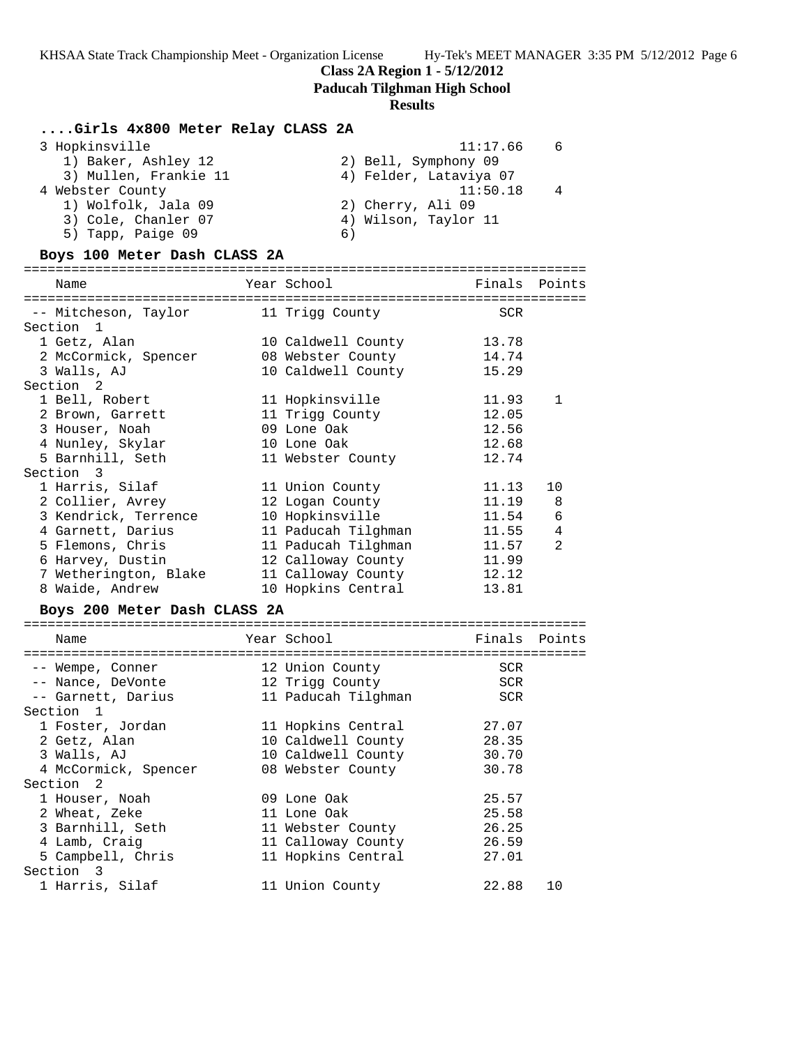**Class 2A Region 1 - 5/12/2012**
**Paducah Tilghman High School**
**Results**

### ....Girls 4x800 Meter Relay CLASS 2A

```
  3 Hopkinsville                                      11:17.66    6
     1) Baker, Ashley 12               2) Bell, Symphony 09
     3) Mullen, Frankie 11             4) Felder, Lataviya 07
  4 Webster County                                    11:50.18    4
     1) Wolfolk, Jala 09               2) Cherry, Ali 09
     3) Cole, Chanler 07               4) Wilson, Taylor 11
     5) Tapp, Paige 09                 6)
```

### Boys 100 Meter Dash CLASS 2A

| | Name | Year | School | Finals | Points |
|---|---|---|---|---|---|
| -- | Mitcheson, Taylor | 11 | Trigg County | SCR | |
| **Section 1** | | | | | |
| 1 | Getz, Alan | 10 | Caldwell County | 13.78 | |
| 2 | McCormick, Spencer | 08 | Webster County | 14.74 | |
| 3 | Walls, AJ | 10 | Caldwell County | 15.29 | |
| **Section 2** | | | | | |
| 1 | Bell, Robert | 11 | Hopkinsville | 11.93 | 1 |
| 2 | Brown, Garrett | 11 | Trigg County | 12.05 | |
| 3 | Houser, Noah | 09 | Lone Oak | 12.56 | |
| 4 | Nunley, Skylar | 10 | Lone Oak | 12.68 | |
| 5 | Barnhill, Seth | 11 | Webster County | 12.74 | |
| **Section 3** | | | | | |
| 1 | Harris, Silaf | 11 | Union County | 11.13 | 10 |
| 2 | Collier, Avrey | 12 | Logan County | 11.19 | 8 |
| 3 | Kendrick, Terrence | 10 | Hopkinsville | 11.54 | 6 |
| 4 | Garnett, Darius | 11 | Paducah Tilghman | 11.55 | 4 |
| 5 | Flemons, Chris | 11 | Paducah Tilghman | 11.57 | 2 |
| 6 | Harvey, Dustin | 12 | Calloway County | 11.99 | |
| 7 | Wetherington, Blake | 11 | Calloway County | 12.12 | |
| 8 | Waide, Andrew | 10 | Hopkins Central | 13.81 | |

### Boys 200 Meter Dash CLASS 2A

| | Name | Year | School | Finals | Points |
|---|---|---|---|---|---|
| -- | Wempe, Conner | 12 | Union County | SCR | |
| -- | Nance, DeVonte | 12 | Trigg County | SCR | |
| -- | Garnett, Darius | 11 | Paducah Tilghman | SCR | |
| **Section 1** | | | | | |
| 1 | Foster, Jordan | 11 | Hopkins Central | 27.07 | |
| 2 | Getz, Alan | 10 | Caldwell County | 28.35 | |
| 3 | Walls, AJ | 10 | Caldwell County | 30.70 | |
| 4 | McCormick, Spencer | 08 | Webster County | 30.78 | |
| **Section 2** | | | | | |
| 1 | Houser, Noah | 09 | Lone Oak | 25.57 | |
| 2 | Wheat, Zeke | 11 | Lone Oak | 25.58 | |
| 3 | Barnhill, Seth | 11 | Webster County | 26.25 | |
| 4 | Lamb, Craig | 11 | Calloway County | 26.59 | |
| 5 | Campbell, Chris | 11 | Hopkins Central | 27.01 | |
| **Section 3** | | | | | |
| 1 | Harris, Silaf | 11 | Union County | 22.88 | 10 |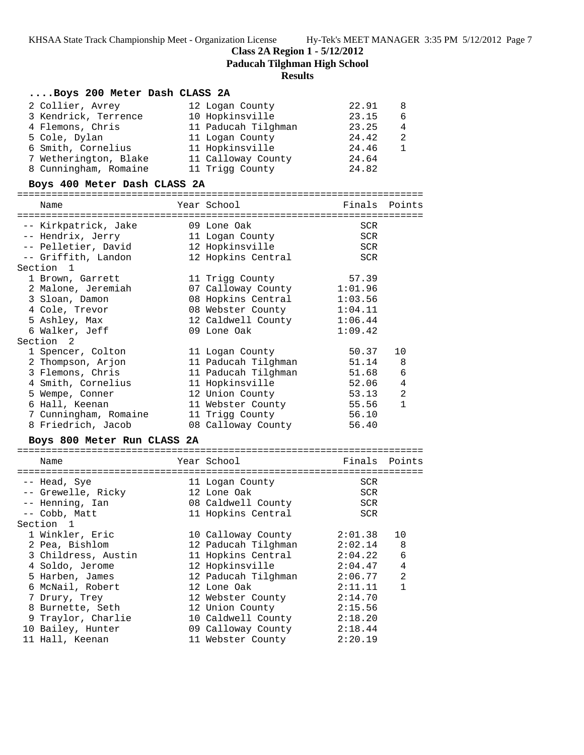**Class 2A Region 1 - 5/12/2012**
**Paducah Tilghman High School**
**Results**

### ....Boys 200 Meter Dash CLASS 2A

| Place | Name | Year | School | Finals | Points |
|---|---|---|---|---|---|
| 2 | Collier, Avrey | 12 | Logan County | 22.91 | 8 |
| 3 | Kendrick, Terrence | 10 | Hopkinsville | 23.15 | 6 |
| 4 | Flemons, Chris | 11 | Paducah Tilghman | 23.25 | 4 |
| 5 | Cole, Dylan | 11 | Logan County | 24.42 | 2 |
| 6 | Smith, Cornelius | 11 | Hopkinsville | 24.46 | 1 |
| 7 | Wetherington, Blake | 11 | Calloway County | 24.64 | |
| 8 | Cunningham, Romaine | 11 | Trigg County | 24.82 | |

### Boys 400 Meter Dash CLASS 2A

| Place | Name | Year | School | Finals | Points |
|---|---|---|---|---|---|
| -- | Kirkpatrick, Jake | 09 | Lone Oak | SCR | |
| -- | Hendrix, Jerry | 11 | Logan County | SCR | |
| -- | Pelletier, David | 12 | Hopkinsville | SCR | |
| -- | Griffith, Landon | 12 | Hopkins Central | SCR | |
| **Section 1** | | | | | |
| 1 | Brown, Garrett | 11 | Trigg County | 57.39 | |
| 2 | Malone, Jeremiah | 07 | Calloway County | 1:01.96 | |
| 3 | Sloan, Damon | 08 | Hopkins Central | 1:03.56 | |
| 4 | Cole, Trevor | 08 | Webster County | 1:04.11 | |
| 5 | Ashley, Max | 12 | Caldwell County | 1:06.44 | |
| 6 | Walker, Jeff | 09 | Lone Oak | 1:09.42 | |
| **Section 2** | | | | | |
| 1 | Spencer, Colton | 11 | Logan County | 50.37 | 10 |
| 2 | Thompson, Arjon | 11 | Paducah Tilghman | 51.14 | 8 |
| 3 | Flemons, Chris | 11 | Paducah Tilghman | 51.68 | 6 |
| 4 | Smith, Cornelius | 11 | Hopkinsville | 52.06 | 4 |
| 5 | Wempe, Conner | 12 | Union County | 53.13 | 2 |
| 6 | Hall, Keenan | 11 | Webster County | 55.56 | 1 |
| 7 | Cunningham, Romaine | 11 | Trigg County | 56.10 | |
| 8 | Friedrich, Jacob | 08 | Calloway County | 56.40 | |

### Boys 800 Meter Run CLASS 2A

| Place | Name | Year | School | Finals | Points |
|---|---|---|---|---|---|
| -- | Head, Sye | 11 | Logan County | SCR | |
| -- | Grewelle, Ricky | 12 | Lone Oak | SCR | |
| -- | Henning, Ian | 08 | Caldwell County | SCR | |
| -- | Cobb, Matt | 11 | Hopkins Central | SCR | |
| **Section 1** | | | | | |
| 1 | Winkler, Eric | 10 | Calloway County | 2:01.38 | 10 |
| 2 | Pea, Bishlom | 12 | Paducah Tilghman | 2:02.14 | 8 |
| 3 | Childress, Austin | 11 | Hopkins Central | 2:04.22 | 6 |
| 4 | Soldo, Jerome | 12 | Hopkinsville | 2:04.47 | 4 |
| 5 | Harben, James | 12 | Paducah Tilghman | 2:06.77 | 2 |
| 6 | McNail, Robert | 12 | Lone Oak | 2:11.11 | 1 |
| 7 | Drury, Trey | 12 | Webster County | 2:14.70 | |
| 8 | Burnette, Seth | 12 | Union County | 2:15.56 | |
| 9 | Traylor, Charlie | 10 | Caldwell County | 2:18.20 | |
| 10 | Bailey, Hunter | 09 | Calloway County | 2:18.44 | |
| 11 | Hall, Keenan | 11 | Webster County | 2:20.19 | |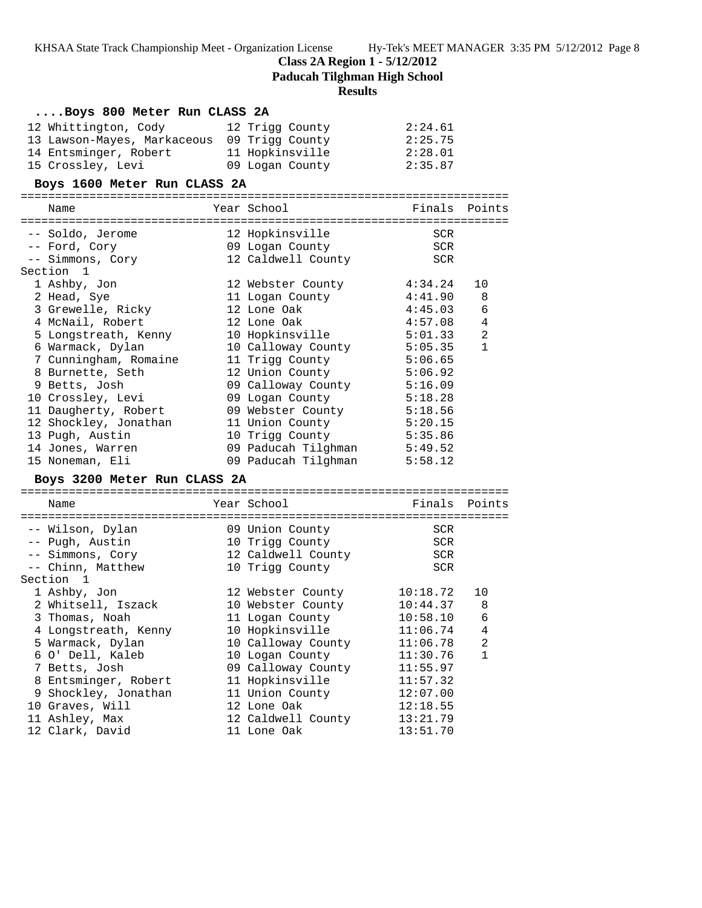## Class 2A Region 1 - 5/12/2012

## Paducah Tilghman High School

## Results

### ....Boys 800 Meter Run CLASS 2A

| Place | Name | Year | School | Finals |
|---|---|---|---|---|
| 12 | Whittington, Cody | 12 | Trigg County | 2:24.61 |
| 13 | Lawson-Mayes, Markaceous | 09 | Trigg County | 2:25.75 |
| 14 | Entsminger, Robert | 11 | Hopkinsville | 2:28.01 |
| 15 | Crossley, Levi | 09 | Logan County | 2:35.87 |

### Boys 1600 Meter Run CLASS 2A

| Place | Name | Year | School | Finals | Points |
|---|---|---|---|---|---|
| -- | Soldo, Jerome | 12 | Hopkinsville | SCR | |
| -- | Ford, Cory | 09 | Logan County | SCR | |
| -- | Simmons, Cory | 12 | Caldwell County | SCR | |
| Section 1 | | | | | |
| 1 | Ashby, Jon | 12 | Webster County | 4:34.24 | 10 |
| 2 | Head, Sye | 11 | Logan County | 4:41.90 | 8 |
| 3 | Grewelle, Ricky | 12 | Lone Oak | 4:45.03 | 6 |
| 4 | McNail, Robert | 12 | Lone Oak | 4:57.08 | 4 |
| 5 | Longstreath, Kenny | 10 | Hopkinsville | 5:01.33 | 2 |
| 6 | Warmack, Dylan | 10 | Calloway County | 5:05.35 | 1 |
| 7 | Cunningham, Romaine | 11 | Trigg County | 5:06.65 | |
| 8 | Burnette, Seth | 12 | Union County | 5:06.92 | |
| 9 | Betts, Josh | 09 | Calloway County | 5:16.09 | |
| 10 | Crossley, Levi | 09 | Logan County | 5:18.28 | |
| 11 | Daugherty, Robert | 09 | Webster County | 5:18.56 | |
| 12 | Shockley, Jonathan | 11 | Union County | 5:20.15 | |
| 13 | Pugh, Austin | 10 | Trigg County | 5:35.86 | |
| 14 | Jones, Warren | 09 | Paducah Tilghman | 5:49.52 | |
| 15 | Noneman, Eli | 09 | Paducah Tilghman | 5:58.12 | |

### Boys 3200 Meter Run CLASS 2A

| Place | Name | Year | School | Finals | Points |
|---|---|---|---|---|---|
| -- | Wilson, Dylan | 09 | Union County | SCR | |
| -- | Pugh, Austin | 10 | Trigg County | SCR | |
| -- | Simmons, Cory | 12 | Caldwell County | SCR | |
| -- | Chinn, Matthew | 10 | Trigg County | SCR | |
| Section 1 | | | | | |
| 1 | Ashby, Jon | 12 | Webster County | 10:18.72 | 10 |
| 2 | Whitsell, Iszack | 10 | Webster County | 10:44.37 | 8 |
| 3 | Thomas, Noah | 11 | Logan County | 10:58.10 | 6 |
| 4 | Longstreath, Kenny | 10 | Hopkinsville | 11:06.74 | 4 |
| 5 | Warmack, Dylan | 10 | Calloway County | 11:06.78 | 2 |
| 6 | O' Dell, Kaleb | 10 | Logan County | 11:30.76 | 1 |
| 7 | Betts, Josh | 09 | Calloway County | 11:55.97 | |
| 8 | Entsminger, Robert | 11 | Hopkinsville | 11:57.32 | |
| 9 | Shockley, Jonathan | 11 | Union County | 12:07.00 | |
| 10 | Graves, Will | 12 | Lone Oak | 12:18.55 | |
| 11 | Ashley, Max | 12 | Caldwell County | 13:21.79 | |
| 12 | Clark, David | 11 | Lone Oak | 13:51.70 | |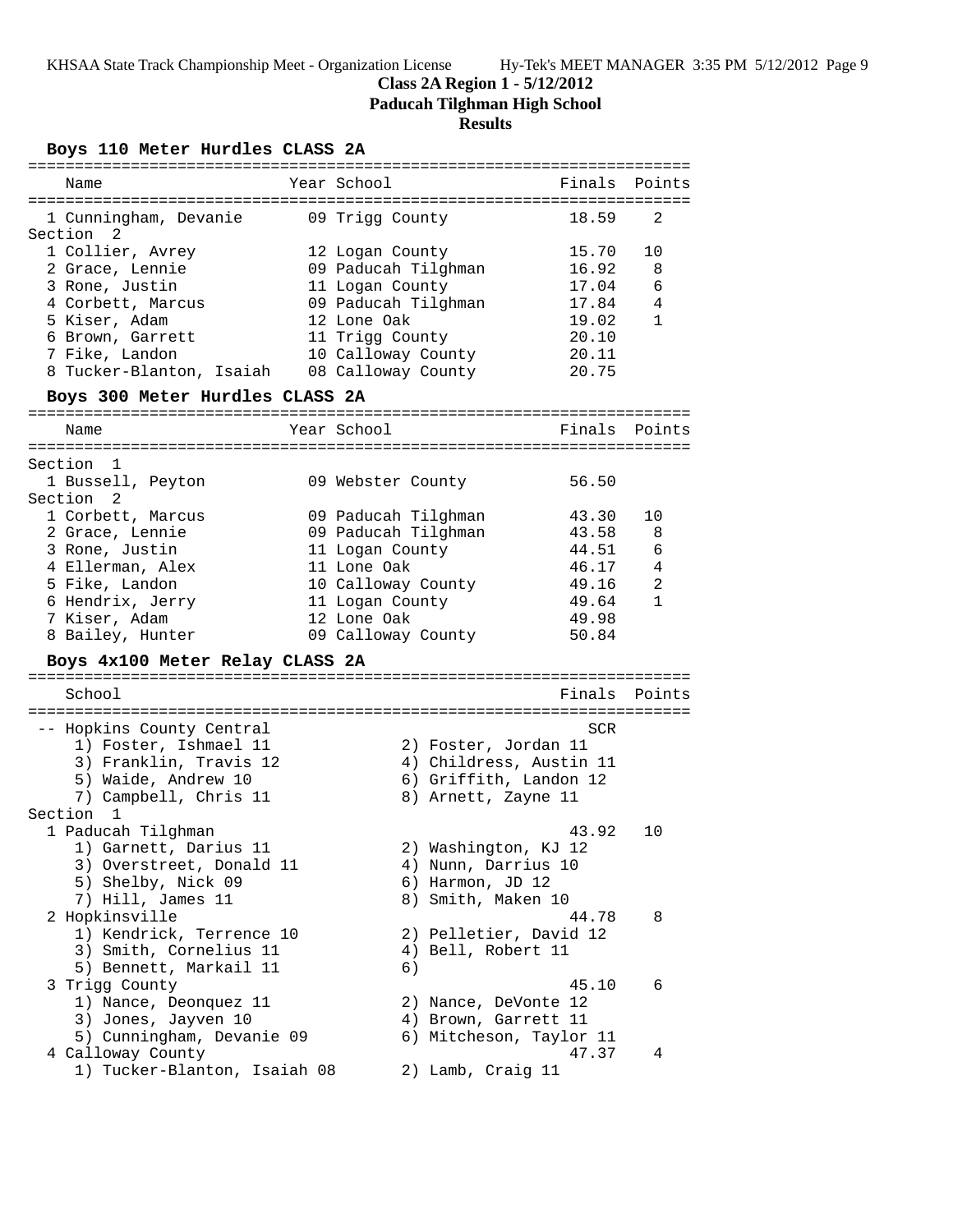**Class 2A Region 1 - 5/12/2012**

**Paducah Tilghman High School**

**Results**

### Boys 110 Meter Hurdles CLASS 2A

| Name | Year | School | Finals | Points |
|---|---|---|---|---|
| 1 Cunningham, Devanie | 09 | Trigg County | 18.59 | 2 |
| **Section 2** | | | | |
| 1 Collier, Avrey | 12 | Logan County | 15.70 | 10 |
| 2 Grace, Lennie | 09 | Paducah Tilghman | 16.92 | 8 |
| 3 Rone, Justin | 11 | Logan County | 17.04 | 6 |
| 4 Corbett, Marcus | 09 | Paducah Tilghman | 17.84 | 4 |
| 5 Kiser, Adam | 12 | Lone Oak | 19.02 | 1 |
| 6 Brown, Garrett | 11 | Trigg County | 20.10 | |
| 7 Fike, Landon | 10 | Calloway County | 20.11 | |
| 8 Tucker-Blanton, Isaiah | 08 | Calloway County | 20.75 | |

### Boys 300 Meter Hurdles CLASS 2A

| Name | Year | School | Finals | Points |
|---|---|---|---|---|
| **Section 1** | | | | |
| 1 Bussell, Peyton | 09 | Webster County | 56.50 | |
| **Section 2** | | | | |
| 1 Corbett, Marcus | 09 | Paducah Tilghman | 43.30 | 10 |
| 2 Grace, Lennie | 09 | Paducah Tilghman | 43.58 | 8 |
| 3 Rone, Justin | 11 | Logan County | 44.51 | 6 |
| 4 Ellerman, Alex | 11 | Lone Oak | 46.17 | 4 |
| 5 Fike, Landon | 10 | Calloway County | 49.16 | 2 |
| 6 Hendrix, Jerry | 11 | Logan County | 49.64 | 1 |
| 7 Kiser, Adam | 12 | Lone Oak | 49.98 | |
| 8 Bailey, Hunter | 09 | Calloway County | 50.84 | |

### Boys 4x100 Meter Relay CLASS 2A

| School | Finals | Points |
|---|---|---|
| -- Hopkins County Central | SCR | |
| 1) Foster, Ishmael 11; 2) Foster, Jordan 11; 3) Franklin, Travis 12; 4) Childress, Austin 11; 5) Waide, Andrew 10; 6) Griffith, Landon 12; 7) Campbell, Chris 11; 8) Arnett, Zayne 11 | | |
| **Section 1** | | |
| 1 Paducah Tilghman | 43.92 | 10 |
| 1) Garnett, Darius 11; 2) Washington, KJ 12; 3) Overstreet, Donald 11; 4) Nunn, Darrius 10; 5) Shelby, Nick 09; 6) Harmon, JD 12; 7) Hill, James 11; 8) Smith, Maken 10 | | |
| 2 Hopkinsville | 44.78 | 8 |
| 1) Kendrick, Terrence 10; 2) Pelletier, David 12; 3) Smith, Cornelius 11; 4) Bell, Robert 11; 5) Bennett, Markail 11; 6) | | |
| 3 Trigg County | 45.10 | 6 |
| 1) Nance, Deonquez 11; 2) Nance, DeVonte 12; 3) Jones, Jayven 10; 4) Brown, Garrett 11; 5) Cunningham, Devanie 09; 6) Mitcheson, Taylor 11 | | |
| 4 Calloway County | 47.37 | 4 |
| 1) Tucker-Blanton, Isaiah 08; 2) Lamb, Craig 11 | | |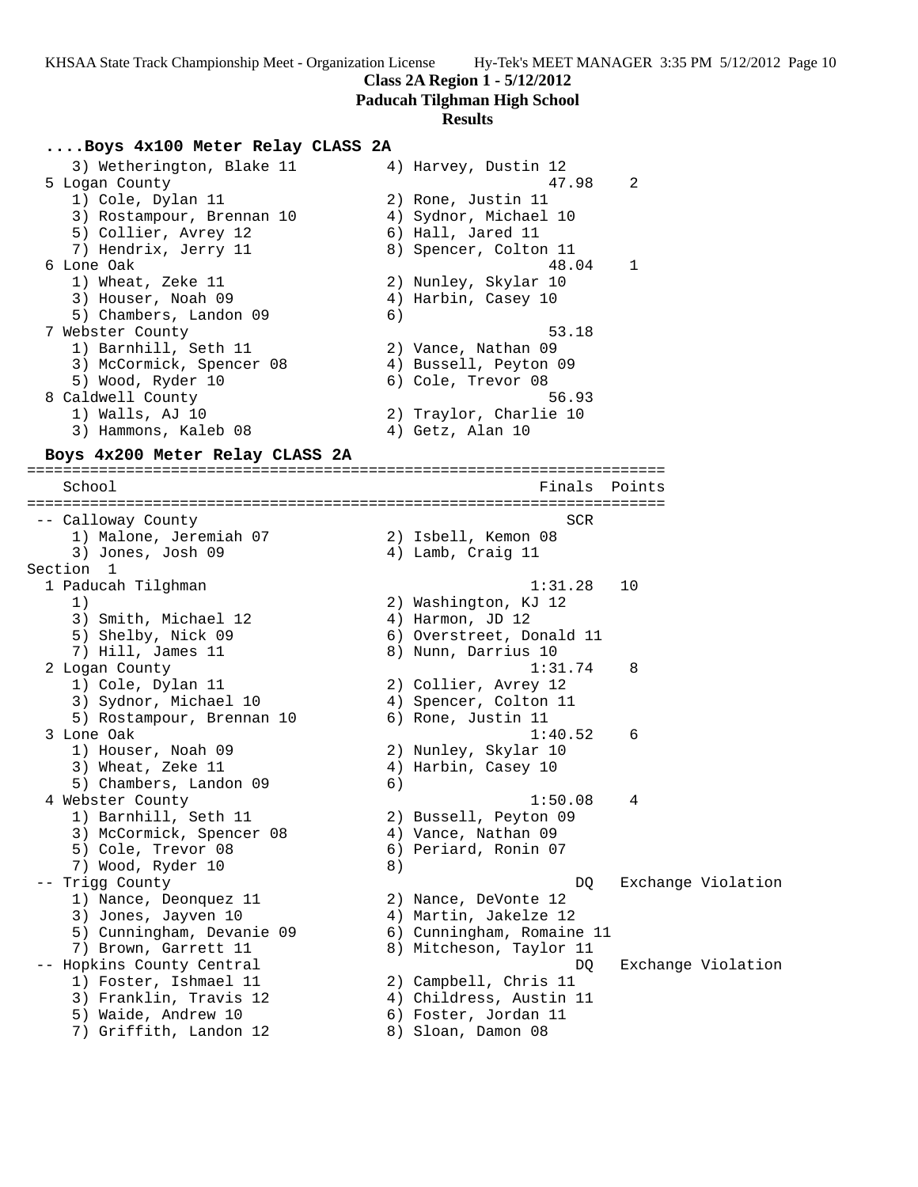**Class 2A Region 1 - 5/12/2012**

**Paducah Tilghman High School**

**Results**

### ....Boys 4x100 Meter Relay CLASS 2A

```
    3) Wetherington, Blake 11          4) Harvey, Dustin 12
  5 Logan County                                     47.98    2
    1) Cole, Dylan 11                  2) Rone, Justin 11
    3) Rostampour, Brennan 10          4) Sydnor, Michael 10
    5) Collier, Avrey 12               6) Hall, Jared 11
    7) Hendrix, Jerry 11               8) Spencer, Colton 11
  6 Lone Oak                                         48.04    1
    1) Wheat, Zeke 11                  2) Nunley, Skylar 10
    3) Houser, Noah 09                 4) Harbin, Casey 10
    5) Chambers, Landon 09             6)
  7 Webster County                                   53.18
    1) Barnhill, Seth 11               2) Vance, Nathan 09
    3) McCormick, Spencer 08           4) Bussell, Peyton 09
    5) Wood, Ryder 10                  6) Cole, Trevor 08
  8 Caldwell County                                  56.93
    1) Walls, AJ 10                    2) Traylor, Charlie 10
    3) Hammons, Kaleb 08               4) Getz, Alan 10
```

### Boys 4x200 Meter Relay CLASS 2A

```
=======================================================================
    School                                          Finals  Points
=======================================================================
 -- Calloway County                                      SCR
    1) Malone, Jeremiah 07             2) Isbell, Kemon 08
    3) Jones, Josh 09                  4) Lamb, Craig 11
Section  1
  1 Paducah Tilghman                               1:31.28   10
    1)                                 2) Washington, KJ 12
    3) Smith, Michael 12               4) Harmon, JD 12
    5) Shelby, Nick 09                 6) Overstreet, Donald 11
    7) Hill, James 11                  8) Nunn, Darrius 10
  2 Logan County                                   1:31.74    8
    1) Cole, Dylan 11                  2) Collier, Avrey 12
    3) Sydnor, Michael 10              4) Spencer, Colton 11
    5) Rostampour, Brennan 10          6) Rone, Justin 11
  3 Lone Oak                                       1:40.52    6
    1) Houser, Noah 09                 2) Nunley, Skylar 10
    3) Wheat, Zeke 11                  4) Harbin, Casey 10
    5) Chambers, Landon 09             6)
  4 Webster County                                 1:50.08    4
    1) Barnhill, Seth 11               2) Bussell, Peyton 09
    3) McCormick, Spencer 08           4) Vance, Nathan 09
    5) Cole, Trevor 08                 6) Periard, Ronin 07
    7) Wood, Ryder 10                  8)
 -- Trigg County                                        DQ   Exchange Violation
    1) Nance, Deonquez 11              2) Nance, DeVonte 12
    3) Jones, Jayven 10                4) Martin, Jakelze 12
    5) Cunningham, Devanie 09          6) Cunningham, Romaine 11
    7) Brown, Garrett 11               8) Mitcheson, Taylor 11
 -- Hopkins County Central                              DQ   Exchange Violation
    1) Foster, Ishmael 11              2) Campbell, Chris 11
    3) Franklin, Travis 12             4) Childress, Austin 11
    5) Waide, Andrew 10                6) Foster, Jordan 11
    7) Griffith, Landon 12             8) Sloan, Damon 08
```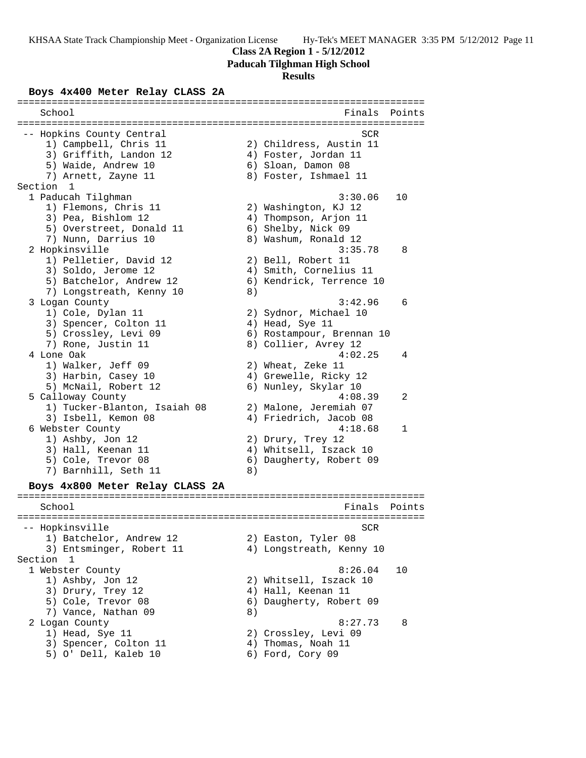**Class 2A Region 1 - 5/12/2012**

**Paducah Tilghman High School**

**Results**

### Boys 4x400 Meter Relay CLASS 2A

```
=======================================================================
   School                                               Finals  Points
=======================================================================
 -- Hopkins County Central                                 SCR
    1) Campbell, Chris 11              2) Childress, Austin 11
    3) Griffith, Landon 12             4) Foster, Jordan 11
    5) Waide, Andrew 10                6) Sloan, Damon 08
    7) Arnett, Zayne 11                8) Foster, Ishmael 11
Section  1
  1 Paducah Tilghman                                   3:30.06   10
    1) Flemons, Chris 11               2) Washington, KJ 12
    3) Pea, Bishlom 12                 4) Thompson, Arjon 11
    5) Overstreet, Donald 11           6) Shelby, Nick 09
    7) Nunn, Darrius 10                8) Washum, Ronald 12
  2 Hopkinsville                                       3:35.78    8
    1) Pelletier, David 12             2) Bell, Robert 11
    3) Soldo, Jerome 12                4) Smith, Cornelius 11
    5) Batchelor, Andrew 12            6) Kendrick, Terrence 10
    7) Longstreath, Kenny 10           8)
  3 Logan County                                       3:42.96    6
    1) Cole, Dylan 11                  2) Sydnor, Michael 10
    3) Spencer, Colton 11              4) Head, Sye 11
    5) Crossley, Levi 09               6) Rostampour, Brennan 10
    7) Rone, Justin 11                 8) Collier, Avrey 12
  4 Lone Oak                                           4:02.25    4
    1) Walker, Jeff 09                 2) Wheat, Zeke 11
    3) Harbin, Casey 10                4) Grewelle, Ricky 12
    5) McNail, Robert 12               6) Nunley, Skylar 10
  5 Calloway County                                    4:08.39    2
    1) Tucker-Blanton, Isaiah 08       2) Malone, Jeremiah 07
    3) Isbell, Kemon 08                4) Friedrich, Jacob 08
  6 Webster County                                     4:18.68    1
    1) Ashby, Jon 12                   2) Drury, Trey 12
    3) Hall, Keenan 11                 4) Whitsell, Iszack 10
    5) Cole, Trevor 08                 6) Daugherty, Robert 09
    7) Barnhill, Seth 11               8)
```

### Boys 4x800 Meter Relay CLASS 2A

```
=======================================================================
   School                                               Finals  Points
=======================================================================
 -- Hopkinsville                                           SCR
    1) Batchelor, Andrew 12            2) Easton, Tyler 08
    3) Entsminger, Robert 11           4) Longstreath, Kenny 10
Section  1
  1 Webster County                                     8:26.04   10
    1) Ashby, Jon 12                   2) Whitsell, Iszack 10
    3) Drury, Trey 12                  4) Hall, Keenan 11
    5) Cole, Trevor 08                 6) Daugherty, Robert 09
    7) Vance, Nathan 09                8)
  2 Logan County                                       8:27.73    8
    1) Head, Sye 11                    2) Crossley, Levi 09
    3) Spencer, Colton 11              4) Thomas, Noah 11
    5) O' Dell, Kaleb 10               6) Ford, Cory 09
```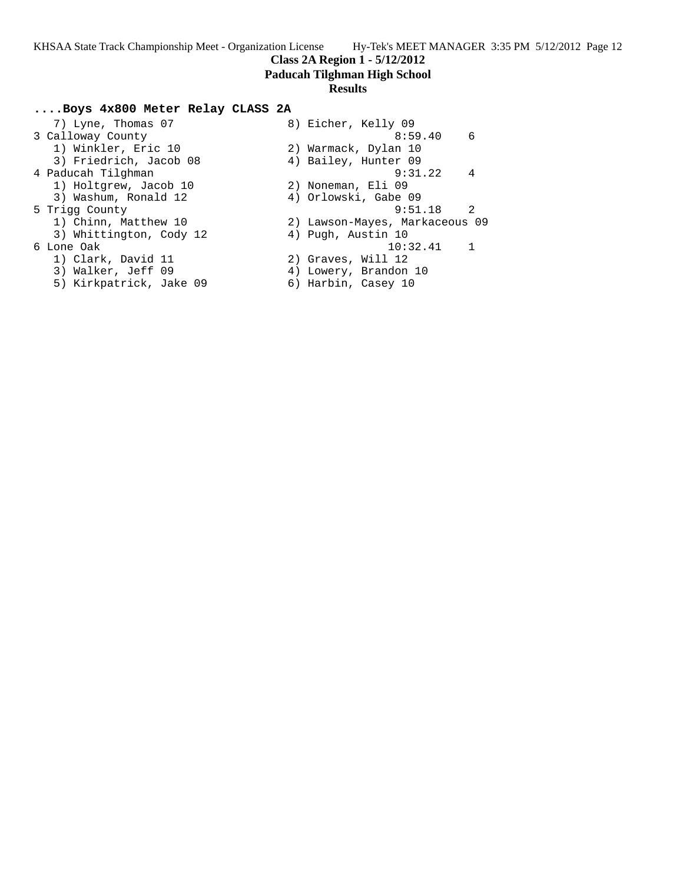**Class 2A Region 1 - 5/12/2012**

**Paducah Tilghman High School**

**Results**

### ....Boys 4x800 Meter Relay CLASS 2A

```
   7) Lyne, Thomas 07                8) Eicher, Kelly 09
3 Calloway County                                8:59.40    6
   1) Winkler, Eric 10               2) Warmack, Dylan 10
   3) Friedrich, Jacob 08            4) Bailey, Hunter 09
4 Paducah Tilghman                               9:31.22    4
   1) Holtgrew, Jacob 10             2) Noneman, Eli 09
   3) Washum, Ronald 12              4) Orlowski, Gabe 09
5 Trigg County                                   9:51.18    2
   1) Chinn, Matthew 10              2) Lawson-Mayes, Markaceous 09
   3) Whittington, Cody 12           4) Pugh, Austin 10
6 Lone Oak                                      10:32.41    1
   1) Clark, David 11                2) Graves, Will 12
   3) Walker, Jeff 09                4) Lowery, Brandon 10
   5) Kirkpatrick, Jake 09           6) Harbin, Casey 10
```